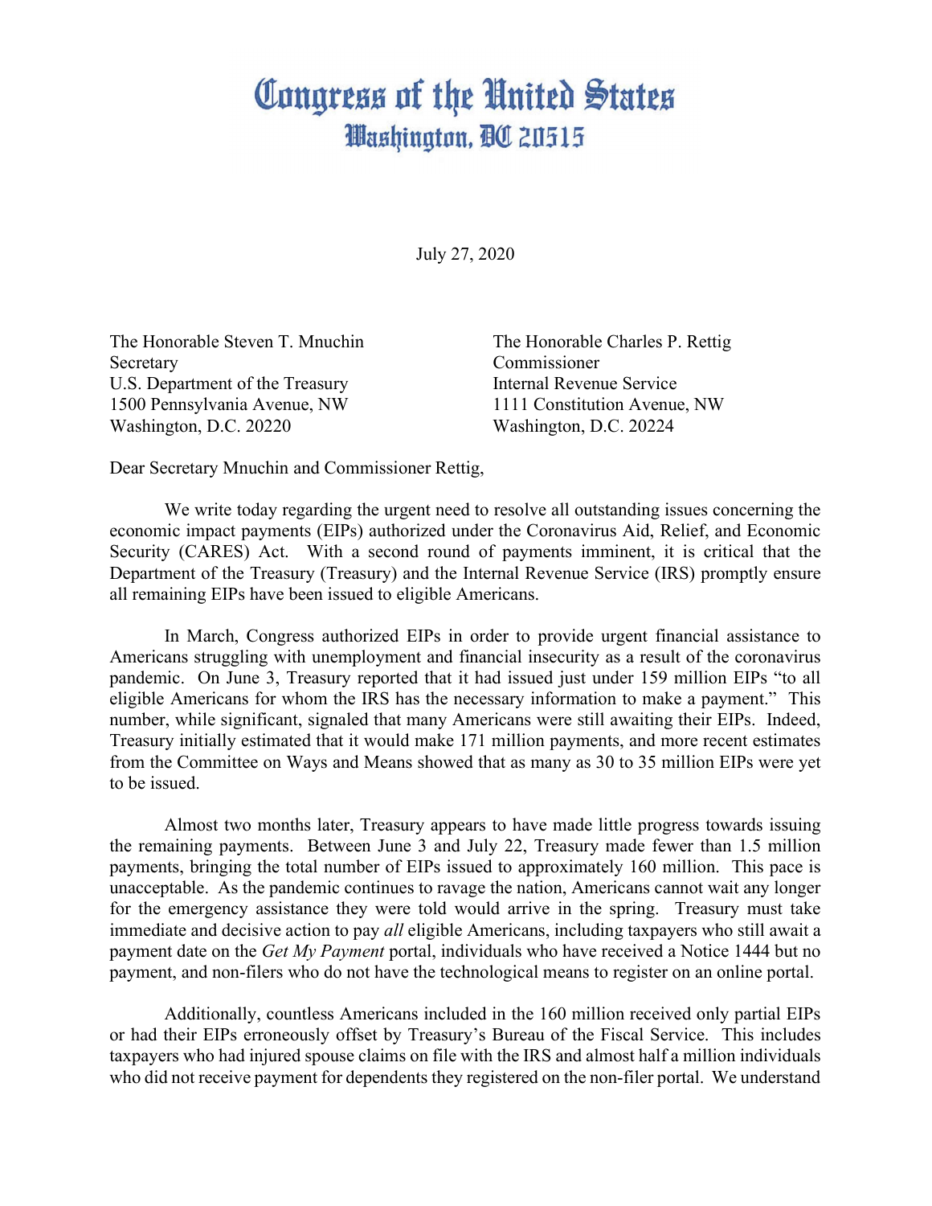# Congress of the United States
## Washington, DC 20515

July 27, 2020

The Honorable Steven T. Mnuchin
Secretary
U.S. Department of the Treasury
1500 Pennsylvania Avenue, NW
Washington, D.C. 20220

The Honorable Charles P. Rettig
Commissioner
Internal Revenue Service
1111 Constitution Avenue, NW
Washington, D.C. 20224

Dear Secretary Mnuchin and Commissioner Rettig,

We write today regarding the urgent need to resolve all outstanding issues concerning the economic impact payments (EIPs) authorized under the Coronavirus Aid, Relief, and Economic Security (CARES) Act. With a second round of payments imminent, it is critical that the Department of the Treasury (Treasury) and the Internal Revenue Service (IRS) promptly ensure all remaining EIPs have been issued to eligible Americans.

In March, Congress authorized EIPs in order to provide urgent financial assistance to Americans struggling with unemployment and financial insecurity as a result of the coronavirus pandemic. On June 3, Treasury reported that it had issued just under 159 million EIPs "to all eligible Americans for whom the IRS has the necessary information to make a payment." This number, while significant, signaled that many Americans were still awaiting their EIPs. Indeed, Treasury initially estimated that it would make 171 million payments, and more recent estimates from the Committee on Ways and Means showed that as many as 30 to 35 million EIPs were yet to be issued.

Almost two months later, Treasury appears to have made little progress towards issuing the remaining payments. Between June 3 and July 22, Treasury made fewer than 1.5 million payments, bringing the total number of EIPs issued to approximately 160 million. This pace is unacceptable. As the pandemic continues to ravage the nation, Americans cannot wait any longer for the emergency assistance they were told would arrive in the spring. Treasury must take immediate and decisive action to pay *all* eligible Americans, including taxpayers who still await a payment date on the *Get My Payment* portal, individuals who have received a Notice 1444 but no payment, and non-filers who do not have the technological means to register on an online portal.

Additionally, countless Americans included in the 160 million received only partial EIPs or had their EIPs erroneously offset by Treasury's Bureau of the Fiscal Service. This includes taxpayers who had injured spouse claims on file with the IRS and almost half a million individuals who did not receive payment for dependents they registered on the non-filer portal. We understand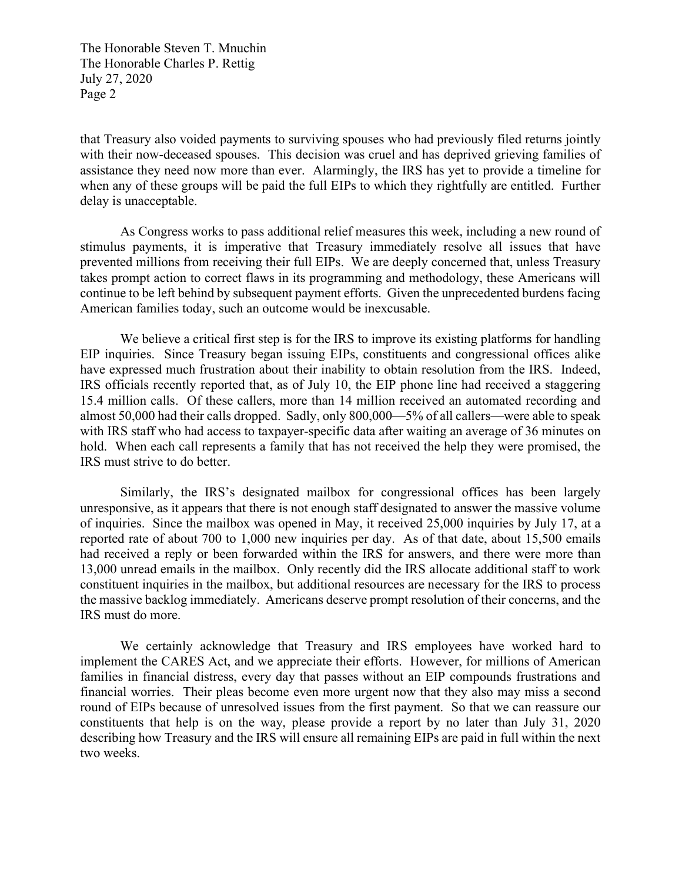that Treasury also voided payments to surviving spouses who had previously filed returns jointly with their now-deceased spouses. This decision was cruel and has deprived grieving families of assistance they need now more than ever. Alarmingly, the IRS has yet to provide a timeline for when any of these groups will be paid the full EIPs to which they rightfully are entitled. Further delay is unacceptable.

As Congress works to pass additional relief measures this week, including a new round of stimulus payments, it is imperative that Treasury immediately resolve all issues that have prevented millions from receiving their full EIPs. We are deeply concerned that, unless Treasury takes prompt action to correct flaws in its programming and methodology, these Americans will continue to be left behind by subsequent payment efforts. Given the unprecedented burdens facing American families today, such an outcome would be inexcusable.

We believe a critical first step is for the IRS to improve its existing platforms for handling EIP inquiries. Since Treasury began issuing EIPs, constituents and congressional offices alike have expressed much frustration about their inability to obtain resolution from the IRS. Indeed, IRS officials recently reported that, as of July 10, the EIP phone line had received a staggering 15.4 million calls. Of these callers, more than 14 million received an automated recording and almost 50,000 had their calls dropped. Sadly, only 800,000—5% of all callers—were able to speak with IRS staff who had access to taxpayer-specific data after waiting an average of 36 minutes on hold. When each call represents a family that has not received the help they were promised, the IRS must strive to do better.

Similarly, the IRS's designated mailbox for congressional offices has been largely unresponsive, as it appears that there is not enough staff designated to answer the massive volume of inquiries. Since the mailbox was opened in May, it received 25,000 inquiries by July 17, at a reported rate of about 700 to 1,000 new inquiries per day. As of that date, about 15,500 emails had received a reply or been forwarded within the IRS for answers, and there were more than 13,000 unread emails in the mailbox. Only recently did the IRS allocate additional staff to work constituent inquiries in the mailbox, but additional resources are necessary for the IRS to process the massive backlog immediately. Americans deserve prompt resolution of their concerns, and the IRS must do more.

We certainly acknowledge that Treasury and IRS employees have worked hard to implement the CARES Act, and we appreciate their efforts. However, for millions of American families in financial distress, every day that passes without an EIP compounds frustrations and financial worries. Their pleas become even more urgent now that they also may miss a second round of EIPs because of unresolved issues from the first payment. So that we can reassure our constituents that help is on the way, please provide a report by no later than July 31, 2020 describing how Treasury and the IRS will ensure all remaining EIPs are paid in full within the next two weeks.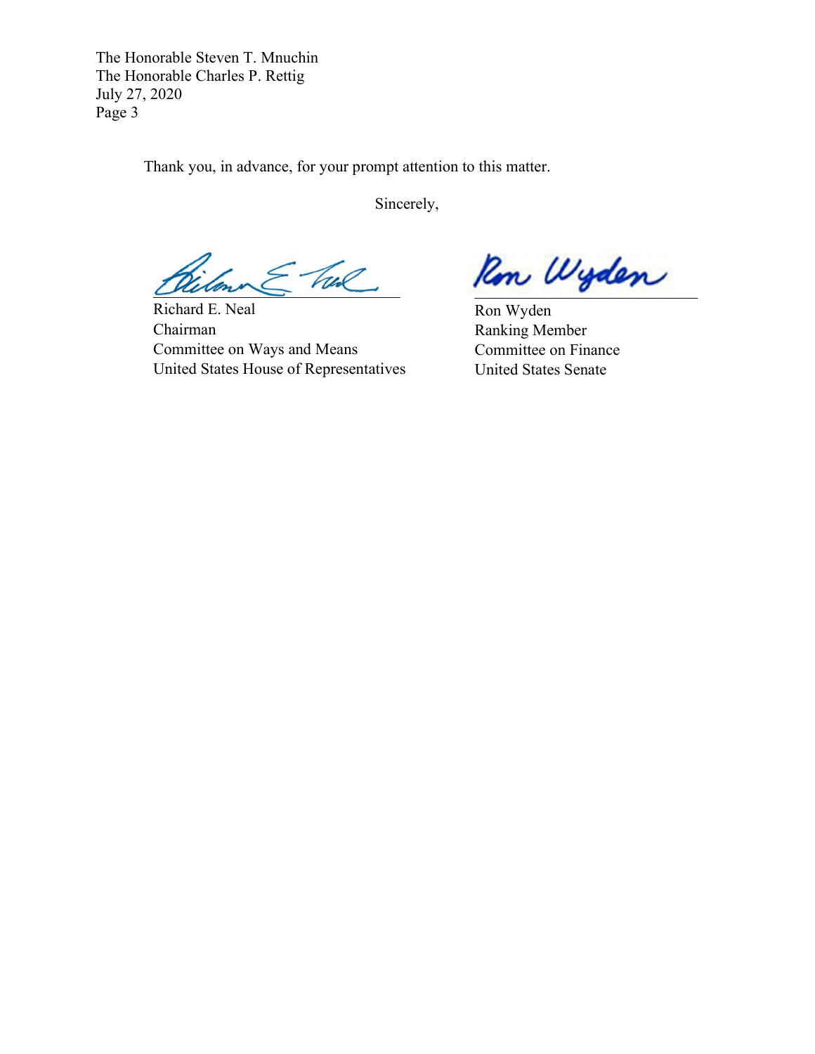Thank you, in advance, for your prompt attention to this matter.

Sincerely,

Richard E. Neal
Chairman
Committee on Ways and Means
United States House of Representatives

Ron Wyden
Ranking Member
Committee on Finance
United States Senate